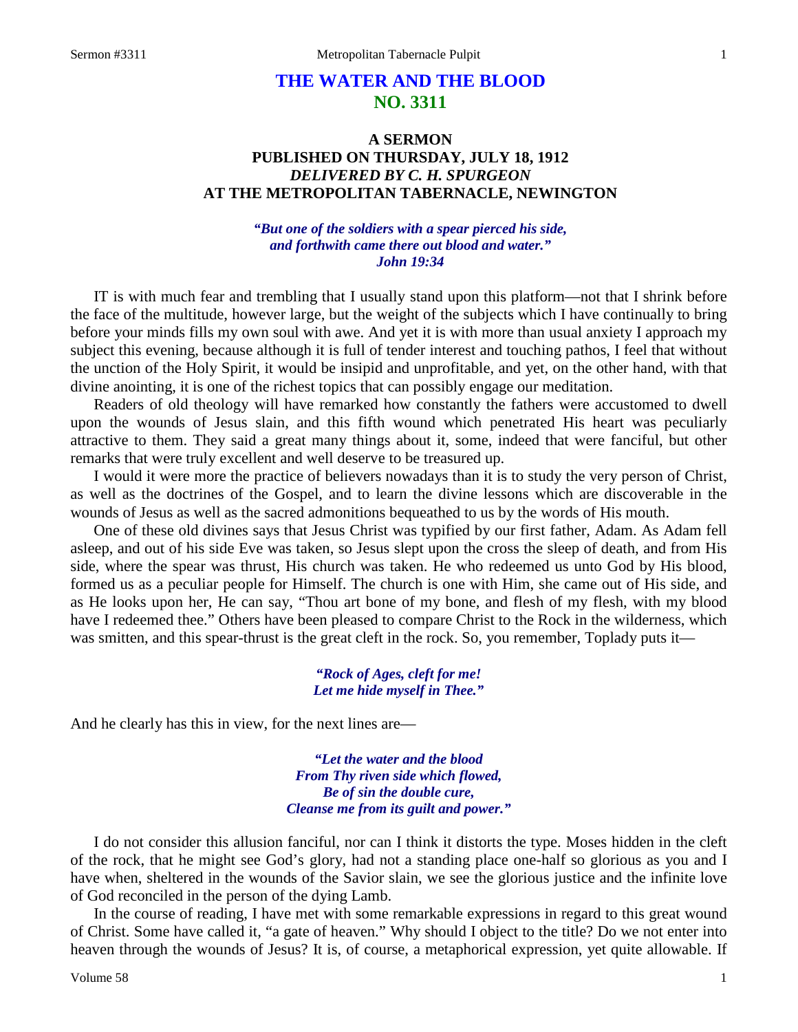# THE WATER AND THE BLOOD
## NO. 3311

### A SERMON
### PUBLISHED ON THURSDAY, JULY 18, 1912
### *DELIVERED BY C. H. SPURGEON*
### AT THE METROPOLITAN TABERNACLE, NEWINGTON

*"But one of the soldiers with a spear pierced his side,*
*and forthwith came there out blood and water."*
*John 19:34*

IT is with much fear and trembling that I usually stand upon this platform—not that I shrink before the face of the multitude, however large, but the weight of the subjects which I have continually to bring before your minds fills my own soul with awe. And yet it is with more than usual anxiety I approach my subject this evening, because although it is full of tender interest and touching pathos, I feel that without the unction of the Holy Spirit, it would be insipid and unprofitable, and yet, on the other hand, with that divine anointing, it is one of the richest topics that can possibly engage our meditation.

Readers of old theology will have remarked how constantly the fathers were accustomed to dwell upon the wounds of Jesus slain, and this fifth wound which penetrated His heart was peculiarly attractive to them. They said a great many things about it, some, indeed that were fanciful, but other remarks that were truly excellent and well deserve to be treasured up.

I would it were more the practice of believers nowadays than it is to study the very person of Christ, as well as the doctrines of the Gospel, and to learn the divine lessons which are discoverable in the wounds of Jesus as well as the sacred admonitions bequeathed to us by the words of His mouth.

One of these old divines says that Jesus Christ was typified by our first father, Adam. As Adam fell asleep, and out of his side Eve was taken, so Jesus slept upon the cross the sleep of death, and from His side, where the spear was thrust, His church was taken. He who redeemed us unto God by His blood, formed us as a peculiar people for Himself. The church is one with Him, she came out of His side, and as He looks upon her, He can say, "Thou art bone of my bone, and flesh of my flesh, with my blood have I redeemed thee." Others have been pleased to compare Christ to the Rock in the wilderness, which was smitten, and this spear-thrust is the great cleft in the rock. So, you remember, Toplady puts it—

*"Rock of Ages, cleft for me!*
*Let me hide myself in Thee."*

And he clearly has this in view, for the next lines are—

*"Let the water and the blood*
*From Thy riven side which flowed,*
*Be of sin the double cure,*
*Cleanse me from its guilt and power."*

I do not consider this allusion fanciful, nor can I think it distorts the type. Moses hidden in the cleft of the rock, that he might see God's glory, had not a standing place one-half so glorious as you and I have when, sheltered in the wounds of the Savior slain, we see the glorious justice and the infinite love of God reconciled in the person of the dying Lamb.

In the course of reading, I have met with some remarkable expressions in regard to this great wound of Christ. Some have called it, "a gate of heaven." Why should I object to the title? Do we not enter into heaven through the wounds of Jesus? It is, of course, a metaphorical expression, yet quite allowable. If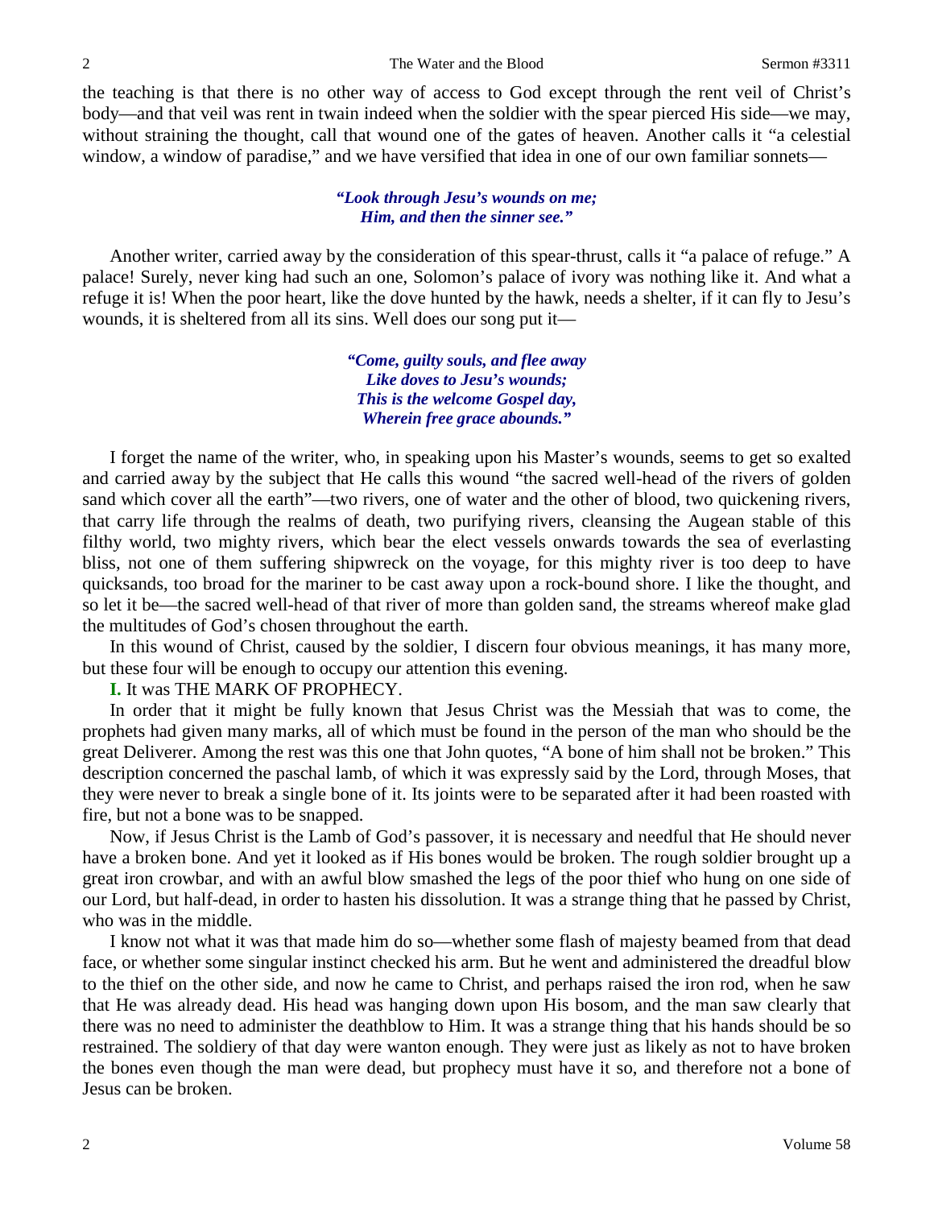the teaching is that there is no other way of access to God except through the rent veil of Christ's body—and that veil was rent in twain indeed when the soldier with the spear pierced His side—we may, without straining the thought, call that wound one of the gates of heaven. Another calls it "a celestial window, a window of paradise," and we have versified that idea in one of our own familiar sonnets—

> ***"Look through Jesu's wounds on me;***
> ***Him, and then the sinner see."***

Another writer, carried away by the consideration of this spear-thrust, calls it "a palace of refuge." A palace! Surely, never king had such an one, Solomon's palace of ivory was nothing like it. And what a refuge it is! When the poor heart, like the dove hunted by the hawk, needs a shelter, if it can fly to Jesu's wounds, it is sheltered from all its sins. Well does our song put it—

> ***"Come, guilty souls, and flee away***
> ***Like doves to Jesu's wounds;***
> ***This is the welcome Gospel day,***
> ***Wherein free grace abounds."***

I forget the name of the writer, who, in speaking upon his Master's wounds, seems to get so exalted and carried away by the subject that He calls this wound "the sacred well-head of the rivers of golden sand which cover all the earth"—two rivers, one of water and the other of blood, two quickening rivers, that carry life through the realms of death, two purifying rivers, cleansing the Augean stable of this filthy world, two mighty rivers, which bear the elect vessels onwards towards the sea of everlasting bliss, not one of them suffering shipwreck on the voyage, for this mighty river is too deep to have quicksands, too broad for the mariner to be cast away upon a rock-bound shore. I like the thought, and so let it be—the sacred well-head of that river of more than golden sand, the streams whereof make glad the multitudes of God's chosen throughout the earth.

In this wound of Christ, caused by the soldier, I discern four obvious meanings, it has many more, but these four will be enough to occupy our attention this evening.

**I.** It was THE MARK OF PROPHECY.

In order that it might be fully known that Jesus Christ was the Messiah that was to come, the prophets had given many marks, all of which must be found in the person of the man who should be the great Deliverer. Among the rest was this one that John quotes, "A bone of him shall not be broken." This description concerned the paschal lamb, of which it was expressly said by the Lord, through Moses, that they were never to break a single bone of it. Its joints were to be separated after it had been roasted with fire, but not a bone was to be snapped.

Now, if Jesus Christ is the Lamb of God's passover, it is necessary and needful that He should never have a broken bone. And yet it looked as if His bones would be broken. The rough soldier brought up a great iron crowbar, and with an awful blow smashed the legs of the poor thief who hung on one side of our Lord, but half-dead, in order to hasten his dissolution. It was a strange thing that he passed by Christ, who was in the middle.

I know not what it was that made him do so—whether some flash of majesty beamed from that dead face, or whether some singular instinct checked his arm. But he went and administered the dreadful blow to the thief on the other side, and now he came to Christ, and perhaps raised the iron rod, when he saw that He was already dead. His head was hanging down upon His bosom, and the man saw clearly that there was no need to administer the deathblow to Him. It was a strange thing that his hands should be so restrained. The soldiery of that day were wanton enough. They were just as likely as not to have broken the bones even though the man were dead, but prophecy must have it so, and therefore not a bone of Jesus can be broken.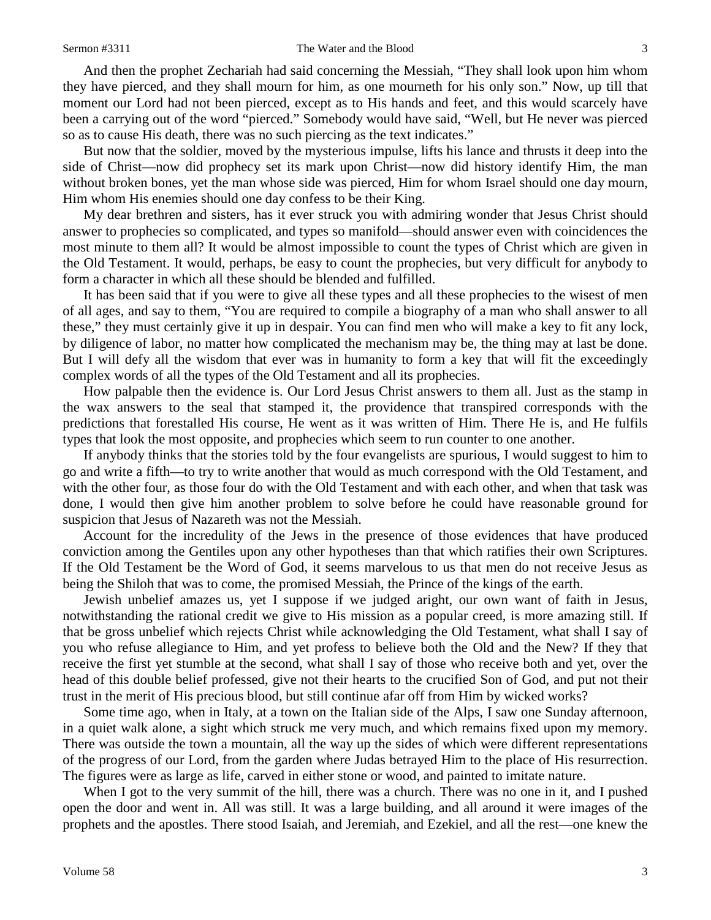And then the prophet Zechariah had said concerning the Messiah, "They shall look upon him whom they have pierced, and they shall mourn for him, as one mourneth for his only son." Now, up till that moment our Lord had not been pierced, except as to His hands and feet, and this would scarcely have been a carrying out of the word "pierced." Somebody would have said, "Well, but He never was pierced so as to cause His death, there was no such piercing as the text indicates."

But now that the soldier, moved by the mysterious impulse, lifts his lance and thrusts it deep into the side of Christ—now did prophecy set its mark upon Christ—now did history identify Him, the man without broken bones, yet the man whose side was pierced, Him for whom Israel should one day mourn, Him whom His enemies should one day confess to be their King.

My dear brethren and sisters, has it ever struck you with admiring wonder that Jesus Christ should answer to prophecies so complicated, and types so manifold—should answer even with coincidences the most minute to them all? It would be almost impossible to count the types of Christ which are given in the Old Testament. It would, perhaps, be easy to count the prophecies, but very difficult for anybody to form a character in which all these should be blended and fulfilled.

It has been said that if you were to give all these types and all these prophecies to the wisest of men of all ages, and say to them, "You are required to compile a biography of a man who shall answer to all these," they must certainly give it up in despair. You can find men who will make a key to fit any lock, by diligence of labor, no matter how complicated the mechanism may be, the thing may at last be done. But I will defy all the wisdom that ever was in humanity to form a key that will fit the exceedingly complex words of all the types of the Old Testament and all its prophecies.

How palpable then the evidence is. Our Lord Jesus Christ answers to them all. Just as the stamp in the wax answers to the seal that stamped it, the providence that transpired corresponds with the predictions that forestalled His course, He went as it was written of Him. There He is, and He fulfils types that look the most opposite, and prophecies which seem to run counter to one another.

If anybody thinks that the stories told by the four evangelists are spurious, I would suggest to him to go and write a fifth—to try to write another that would as much correspond with the Old Testament, and with the other four, as those four do with the Old Testament and with each other, and when that task was done, I would then give him another problem to solve before he could have reasonable ground for suspicion that Jesus of Nazareth was not the Messiah.

Account for the incredulity of the Jews in the presence of those evidences that have produced conviction among the Gentiles upon any other hypotheses than that which ratifies their own Scriptures. If the Old Testament be the Word of God, it seems marvelous to us that men do not receive Jesus as being the Shiloh that was to come, the promised Messiah, the Prince of the kings of the earth.

Jewish unbelief amazes us, yet I suppose if we judged aright, our own want of faith in Jesus, notwithstanding the rational credit we give to His mission as a popular creed, is more amazing still. If that be gross unbelief which rejects Christ while acknowledging the Old Testament, what shall I say of you who refuse allegiance to Him, and yet profess to believe both the Old and the New? If they that receive the first yet stumble at the second, what shall I say of those who receive both and yet, over the head of this double belief professed, give not their hearts to the crucified Son of God, and put not their trust in the merit of His precious blood, but still continue afar off from Him by wicked works?

Some time ago, when in Italy, at a town on the Italian side of the Alps, I saw one Sunday afternoon, in a quiet walk alone, a sight which struck me very much, and which remains fixed upon my memory. There was outside the town a mountain, all the way up the sides of which were different representations of the progress of our Lord, from the garden where Judas betrayed Him to the place of His resurrection. The figures were as large as life, carved in either stone or wood, and painted to imitate nature.

When I got to the very summit of the hill, there was a church. There was no one in it, and I pushed open the door and went in. All was still. It was a large building, and all around it were images of the prophets and the apostles. There stood Isaiah, and Jeremiah, and Ezekiel, and all the rest—one knew the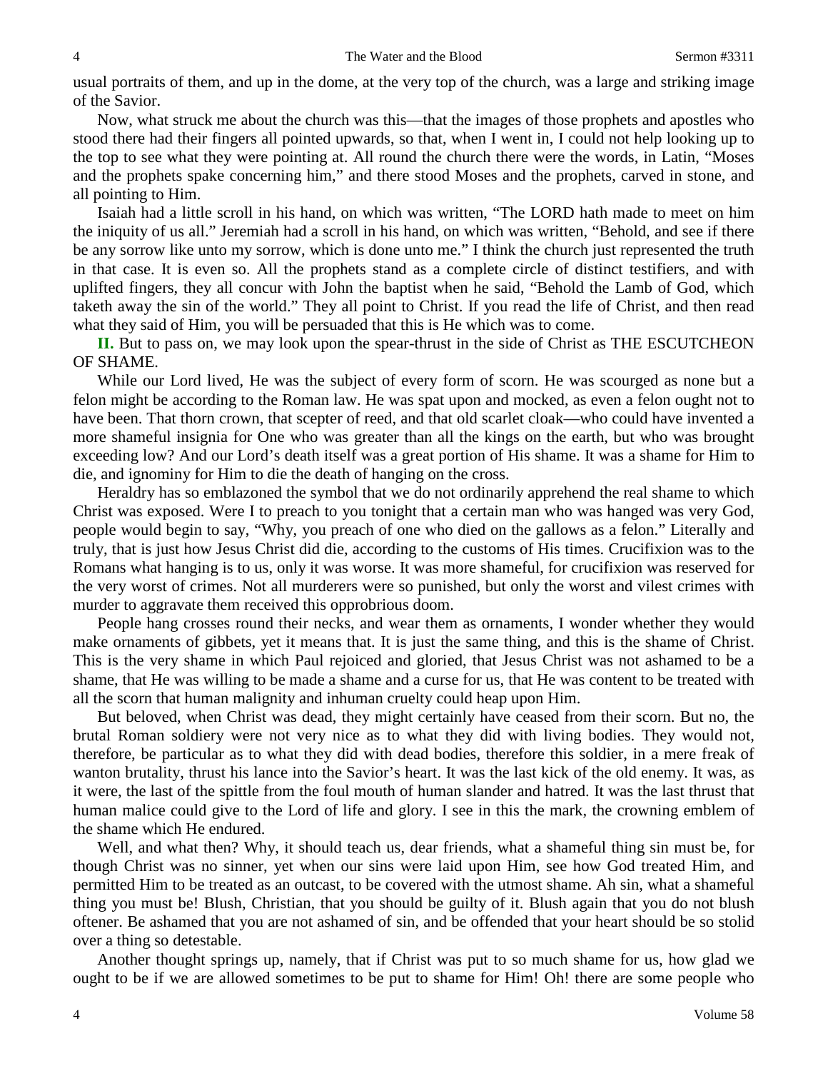usual portraits of them, and up in the dome, at the very top of the church, was a large and striking image of the Savior.

Now, what struck me about the church was this—that the images of those prophets and apostles who stood there had their fingers all pointed upwards, so that, when I went in, I could not help looking up to the top to see what they were pointing at. All round the church there were the words, in Latin, "Moses and the prophets spake concerning him," and there stood Moses and the prophets, carved in stone, and all pointing to Him.

Isaiah had a little scroll in his hand, on which was written, "The LORD hath made to meet on him the iniquity of us all." Jeremiah had a scroll in his hand, on which was written, "Behold, and see if there be any sorrow like unto my sorrow, which is done unto me." I think the church just represented the truth in that case. It is even so. All the prophets stand as a complete circle of distinct testifiers, and with uplifted fingers, they all concur with John the baptist when he said, "Behold the Lamb of God, which taketh away the sin of the world." They all point to Christ. If you read the life of Christ, and then read what they said of Him, you will be persuaded that this is He which was to come.

**II.** But to pass on, we may look upon the spear-thrust in the side of Christ as THE ESCUTCHEON OF SHAME.

While our Lord lived, He was the subject of every form of scorn. He was scourged as none but a felon might be according to the Roman law. He was spat upon and mocked, as even a felon ought not to have been. That thorn crown, that scepter of reed, and that old scarlet cloak—who could have invented a more shameful insignia for One who was greater than all the kings on the earth, but who was brought exceeding low? And our Lord's death itself was a great portion of His shame. It was a shame for Him to die, and ignominy for Him to die the death of hanging on the cross.

Heraldry has so emblazoned the symbol that we do not ordinarily apprehend the real shame to which Christ was exposed. Were I to preach to you tonight that a certain man who was hanged was very God, people would begin to say, "Why, you preach of one who died on the gallows as a felon." Literally and truly, that is just how Jesus Christ did die, according to the customs of His times. Crucifixion was to the Romans what hanging is to us, only it was worse. It was more shameful, for crucifixion was reserved for the very worst of crimes. Not all murderers were so punished, but only the worst and vilest crimes with murder to aggravate them received this opprobrious doom.

People hang crosses round their necks, and wear them as ornaments, I wonder whether they would make ornaments of gibbets, yet it means that. It is just the same thing, and this is the shame of Christ. This is the very shame in which Paul rejoiced and gloried, that Jesus Christ was not ashamed to be a shame, that He was willing to be made a shame and a curse for us, that He was content to be treated with all the scorn that human malignity and inhuman cruelty could heap upon Him.

But beloved, when Christ was dead, they might certainly have ceased from their scorn. But no, the brutal Roman soldiery were not very nice as to what they did with living bodies. They would not, therefore, be particular as to what they did with dead bodies, therefore this soldier, in a mere freak of wanton brutality, thrust his lance into the Savior's heart. It was the last kick of the old enemy. It was, as it were, the last of the spittle from the foul mouth of human slander and hatred. It was the last thrust that human malice could give to the Lord of life and glory. I see in this the mark, the crowning emblem of the shame which He endured.

Well, and what then? Why, it should teach us, dear friends, what a shameful thing sin must be, for though Christ was no sinner, yet when our sins were laid upon Him, see how God treated Him, and permitted Him to be treated as an outcast, to be covered with the utmost shame. Ah sin, what a shameful thing you must be! Blush, Christian, that you should be guilty of it. Blush again that you do not blush oftener. Be ashamed that you are not ashamed of sin, and be offended that your heart should be so stolid over a thing so detestable.

Another thought springs up, namely, that if Christ was put to so much shame for us, how glad we ought to be if we are allowed sometimes to be put to shame for Him! Oh! there are some people who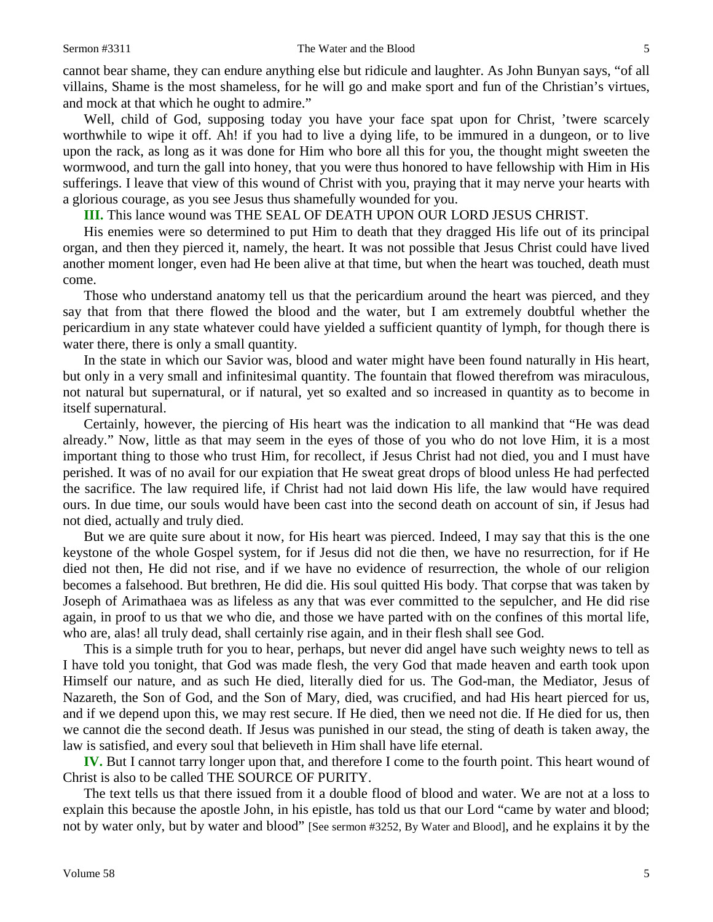cannot bear shame, they can endure anything else but ridicule and laughter. As John Bunyan says, "of all villains, Shame is the most shameless, for he will go and make sport and fun of the Christian's virtues, and mock at that which he ought to admire."

Well, child of God, supposing today you have your face spat upon for Christ, 'twere scarcely worthwhile to wipe it off. Ah! if you had to live a dying life, to be immured in a dungeon, or to live upon the rack, as long as it was done for Him who bore all this for you, the thought might sweeten the wormwood, and turn the gall into honey, that you were thus honored to have fellowship with Him in His sufferings. I leave that view of this wound of Christ with you, praying that it may nerve your hearts with a glorious courage, as you see Jesus thus shamefully wounded for you.

**III.** This lance wound was THE SEAL OF DEATH UPON OUR LORD JESUS CHRIST.

His enemies were so determined to put Him to death that they dragged His life out of its principal organ, and then they pierced it, namely, the heart. It was not possible that Jesus Christ could have lived another moment longer, even had He been alive at that time, but when the heart was touched, death must come.

Those who understand anatomy tell us that the pericardium around the heart was pierced, and they say that from that there flowed the blood and the water, but I am extremely doubtful whether the pericardium in any state whatever could have yielded a sufficient quantity of lymph, for though there is water there, there is only a small quantity.

In the state in which our Savior was, blood and water might have been found naturally in His heart, but only in a very small and infinitesimal quantity. The fountain that flowed therefrom was miraculous, not natural but supernatural, or if natural, yet so exalted and so increased in quantity as to become in itself supernatural.

Certainly, however, the piercing of His heart was the indication to all mankind that "He was dead already." Now, little as that may seem in the eyes of those of you who do not love Him, it is a most important thing to those who trust Him, for recollect, if Jesus Christ had not died, you and I must have perished. It was of no avail for our expiation that He sweat great drops of blood unless He had perfected the sacrifice. The law required life, if Christ had not laid down His life, the law would have required ours. In due time, our souls would have been cast into the second death on account of sin, if Jesus had not died, actually and truly died.

But we are quite sure about it now, for His heart was pierced. Indeed, I may say that this is the one keystone of the whole Gospel system, for if Jesus did not die then, we have no resurrection, for if He died not then, He did not rise, and if we have no evidence of resurrection, the whole of our religion becomes a falsehood. But brethren, He did die. His soul quitted His body. That corpse that was taken by Joseph of Arimathaea was as lifeless as any that was ever committed to the sepulcher, and He did rise again, in proof to us that we who die, and those we have parted with on the confines of this mortal life, who are, alas! all truly dead, shall certainly rise again, and in their flesh shall see God.

This is a simple truth for you to hear, perhaps, but never did angel have such weighty news to tell as I have told you tonight, that God was made flesh, the very God that made heaven and earth took upon Himself our nature, and as such He died, literally died for us. The God-man, the Mediator, Jesus of Nazareth, the Son of God, and the Son of Mary, died, was crucified, and had His heart pierced for us, and if we depend upon this, we may rest secure. If He died, then we need not die. If He died for us, then we cannot die the second death. If Jesus was punished in our stead, the sting of death is taken away, the law is satisfied, and every soul that believeth in Him shall have life eternal.

**IV.** But I cannot tarry longer upon that, and therefore I come to the fourth point. This heart wound of Christ is also to be called THE SOURCE OF PURITY.

The text tells us that there issued from it a double flood of blood and water. We are not at a loss to explain this because the apostle John, in his epistle, has told us that our Lord "came by water and blood; not by water only, but by water and blood" [See sermon #3252, By Water and Blood], and he explains it by the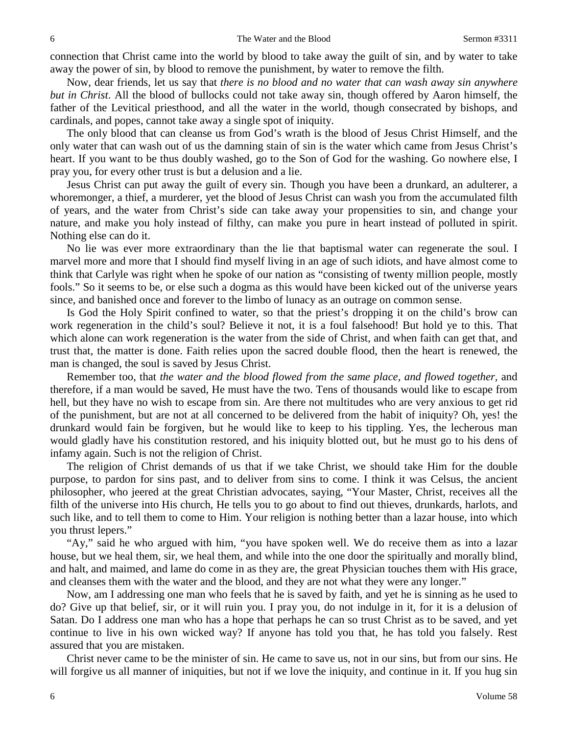connection that Christ came into the world by blood to take away the guilt of sin, and by water to take away the power of sin, by blood to remove the punishment, by water to remove the filth.

Now, dear friends, let us say that *there is no blood and no water that can wash away sin anywhere but in Christ*. All the blood of bullocks could not take away sin, though offered by Aaron himself, the father of the Levitical priesthood, and all the water in the world, though consecrated by bishops, and cardinals, and popes, cannot take away a single spot of iniquity.

The only blood that can cleanse us from God's wrath is the blood of Jesus Christ Himself, and the only water that can wash out of us the damning stain of sin is the water which came from Jesus Christ's heart. If you want to be thus doubly washed, go to the Son of God for the washing. Go nowhere else, I pray you, for every other trust is but a delusion and a lie.

Jesus Christ can put away the guilt of every sin. Though you have been a drunkard, an adulterer, a whoremonger, a thief, a murderer, yet the blood of Jesus Christ can wash you from the accumulated filth of years, and the water from Christ's side can take away your propensities to sin, and change your nature, and make you holy instead of filthy, can make you pure in heart instead of polluted in spirit. Nothing else can do it.

No lie was ever more extraordinary than the lie that baptismal water can regenerate the soul. I marvel more and more that I should find myself living in an age of such idiots, and have almost come to think that Carlyle was right when he spoke of our nation as "consisting of twenty million people, mostly fools." So it seems to be, or else such a dogma as this would have been kicked out of the universe years since, and banished once and forever to the limbo of lunacy as an outrage on common sense.

Is God the Holy Spirit confined to water, so that the priest's dropping it on the child's brow can work regeneration in the child's soul? Believe it not, it is a foul falsehood! But hold ye to this. That which alone can work regeneration is the water from the side of Christ, and when faith can get that, and trust that, the matter is done. Faith relies upon the sacred double flood, then the heart is renewed, the man is changed, the soul is saved by Jesus Christ.

Remember too, that *the water and the blood flowed from the same place, and flowed together*, and therefore, if a man would be saved, He must have the two. Tens of thousands would like to escape from hell, but they have no wish to escape from sin. Are there not multitudes who are very anxious to get rid of the punishment, but are not at all concerned to be delivered from the habit of iniquity? Oh, yes! the drunkard would fain be forgiven, but he would like to keep to his tippling. Yes, the lecherous man would gladly have his constitution restored, and his iniquity blotted out, but he must go to his dens of infamy again. Such is not the religion of Christ.

The religion of Christ demands of us that if we take Christ, we should take Him for the double purpose, to pardon for sins past, and to deliver from sins to come. I think it was Celsus, the ancient philosopher, who jeered at the great Christian advocates, saying, "Your Master, Christ, receives all the filth of the universe into His church, He tells you to go about to find out thieves, drunkards, harlots, and such like, and to tell them to come to Him. Your religion is nothing better than a lazar house, into which you thrust lepers."

"Ay," said he who argued with him, "you have spoken well. We do receive them as into a lazar house, but we heal them, sir, we heal them, and while into the one door the spiritually and morally blind, and halt, and maimed, and lame do come in as they are, the great Physician touches them with His grace, and cleanses them with the water and the blood, and they are not what they were any longer."

Now, am I addressing one man who feels that he is saved by faith, and yet he is sinning as he used to do? Give up that belief, sir, or it will ruin you. I pray you, do not indulge in it, for it is a delusion of Satan. Do I address one man who has a hope that perhaps he can so trust Christ as to be saved, and yet continue to live in his own wicked way? If anyone has told you that, he has told you falsely. Rest assured that you are mistaken.

Christ never came to be the minister of sin. He came to save us, not in our sins, but from our sins. He will forgive us all manner of iniquities, but not if we love the iniquity, and continue in it. If you hug sin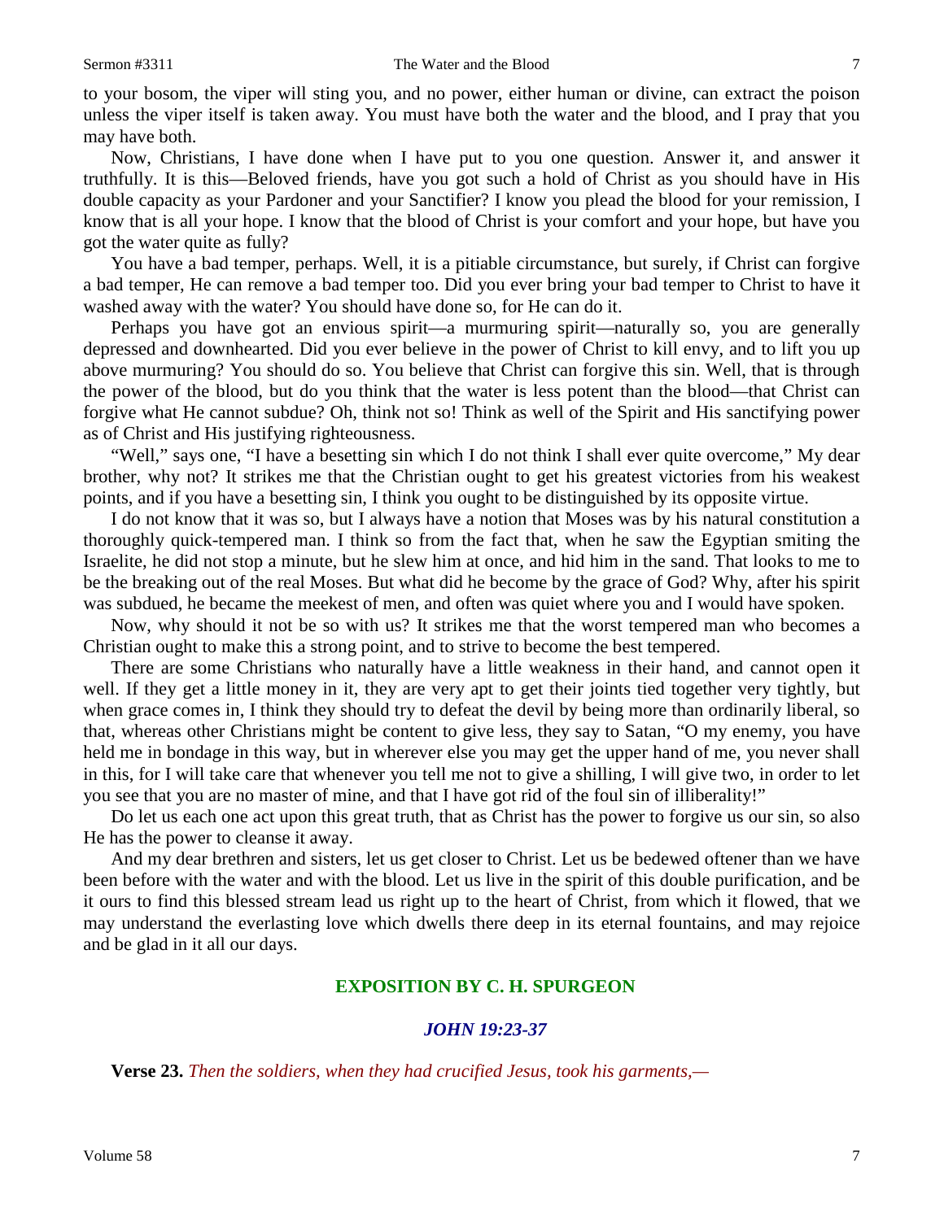to your bosom, the viper will sting you, and no power, either human or divine, can extract the poison unless the viper itself is taken away. You must have both the water and the blood, and I pray that you may have both.

Now, Christians, I have done when I have put to you one question. Answer it, and answer it truthfully. It is this—Beloved friends, have you got such a hold of Christ as you should have in His double capacity as your Pardoner and your Sanctifier? I know you plead the blood for your remission, I know that is all your hope. I know that the blood of Christ is your comfort and your hope, but have you got the water quite as fully?

You have a bad temper, perhaps. Well, it is a pitiable circumstance, but surely, if Christ can forgive a bad temper, He can remove a bad temper too. Did you ever bring your bad temper to Christ to have it washed away with the water? You should have done so, for He can do it.

Perhaps you have got an envious spirit—a murmuring spirit—naturally so, you are generally depressed and downhearted. Did you ever believe in the power of Christ to kill envy, and to lift you up above murmuring? You should do so. You believe that Christ can forgive this sin. Well, that is through the power of the blood, but do you think that the water is less potent than the blood—that Christ can forgive what He cannot subdue? Oh, think not so! Think as well of the Spirit and His sanctifying power as of Christ and His justifying righteousness.

"Well," says one, "I have a besetting sin which I do not think I shall ever quite overcome," My dear brother, why not? It strikes me that the Christian ought to get his greatest victories from his weakest points, and if you have a besetting sin, I think you ought to be distinguished by its opposite virtue.

I do not know that it was so, but I always have a notion that Moses was by his natural constitution a thoroughly quick-tempered man. I think so from the fact that, when he saw the Egyptian smiting the Israelite, he did not stop a minute, but he slew him at once, and hid him in the sand. That looks to me to be the breaking out of the real Moses. But what did he become by the grace of God? Why, after his spirit was subdued, he became the meekest of men, and often was quiet where you and I would have spoken.

Now, why should it not be so with us? It strikes me that the worst tempered man who becomes a Christian ought to make this a strong point, and to strive to become the best tempered.

There are some Christians who naturally have a little weakness in their hand, and cannot open it well. If they get a little money in it, they are very apt to get their joints tied together very tightly, but when grace comes in, I think they should try to defeat the devil by being more than ordinarily liberal, so that, whereas other Christians might be content to give less, they say to Satan, "O my enemy, you have held me in bondage in this way, but in wherever else you may get the upper hand of me, you never shall in this, for I will take care that whenever you tell me not to give a shilling, I will give two, in order to let you see that you are no master of mine, and that I have got rid of the foul sin of illiberality!"

Do let us each one act upon this great truth, that as Christ has the power to forgive us our sin, so also He has the power to cleanse it away.

And my dear brethren and sisters, let us get closer to Christ. Let us be bedewed oftener than we have been before with the water and with the blood. Let us live in the spirit of this double purification, and be it ours to find this blessed stream lead us right up to the heart of Christ, from which it flowed, that we may understand the everlasting love which dwells there deep in its eternal fountains, and may rejoice and be glad in it all our days.

## EXPOSITION BY C. H. SPURGEON

### *JOHN 19:23-37*

**Verse 23.** *Then the soldiers, when they had crucified Jesus, took his garments,—*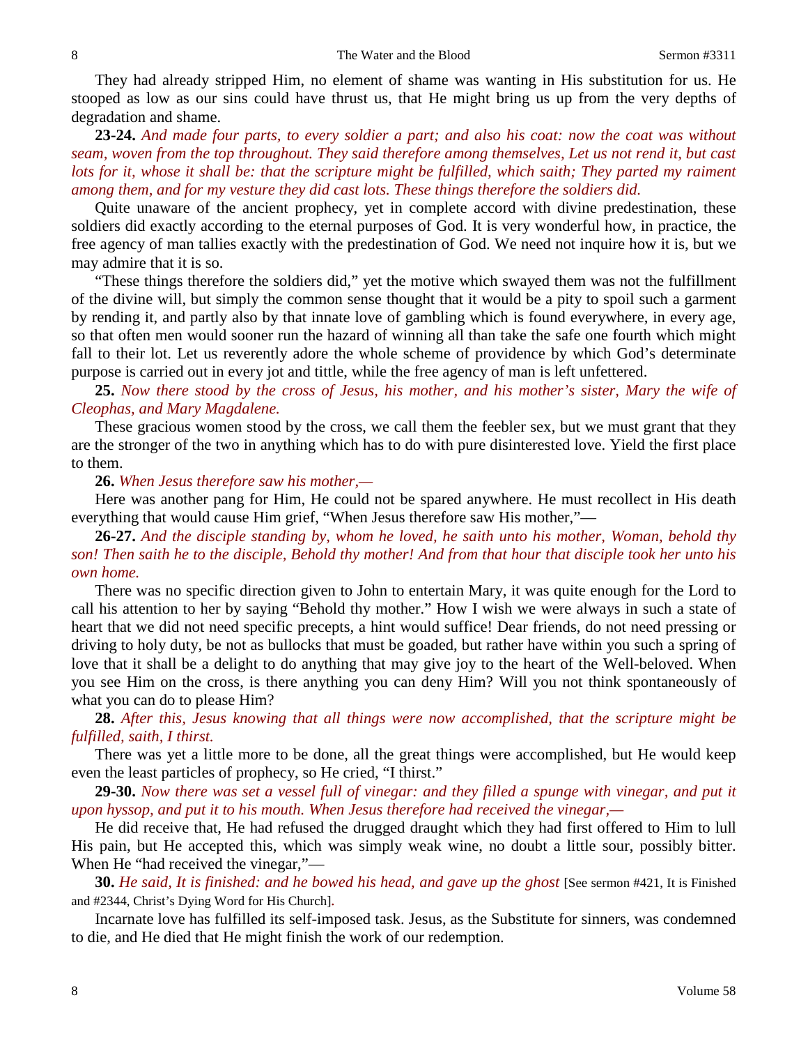They had already stripped Him, no element of shame was wanting in His substitution for us. He stooped as low as our sins could have thrust us, that He might bring us up from the very depths of degradation and shame.

**23-24.** *And made four parts, to every soldier a part; and also his coat: now the coat was without seam, woven from the top throughout. They said therefore among themselves, Let us not rend it, but cast lots for it, whose it shall be: that the scripture might be fulfilled, which saith; They parted my raiment among them, and for my vesture they did cast lots. These things therefore the soldiers did.*

Quite unaware of the ancient prophecy, yet in complete accord with divine predestination, these soldiers did exactly according to the eternal purposes of God. It is very wonderful how, in practice, the free agency of man tallies exactly with the predestination of God. We need not inquire how it is, but we may admire that it is so.

"These things therefore the soldiers did," yet the motive which swayed them was not the fulfillment of the divine will, but simply the common sense thought that it would be a pity to spoil such a garment by rending it, and partly also by that innate love of gambling which is found everywhere, in every age, so that often men would sooner run the hazard of winning all than take the safe one fourth which might fall to their lot. Let us reverently adore the whole scheme of providence by which God's determinate purpose is carried out in every jot and tittle, while the free agency of man is left unfettered.

**25.** *Now there stood by the cross of Jesus, his mother, and his mother's sister, Mary the wife of Cleophas, and Mary Magdalene.*

These gracious women stood by the cross, we call them the feebler sex, but we must grant that they are the stronger of the two in anything which has to do with pure disinterested love. Yield the first place to them.

**26.** *When Jesus therefore saw his mother,—*

Here was another pang for Him, He could not be spared anywhere. He must recollect in His death everything that would cause Him grief, "When Jesus therefore saw His mother,"—

**26-27.** *And the disciple standing by, whom he loved, he saith unto his mother, Woman, behold thy son! Then saith he to the disciple, Behold thy mother! And from that hour that disciple took her unto his own home.*

There was no specific direction given to John to entertain Mary, it was quite enough for the Lord to call his attention to her by saying "Behold thy mother." How I wish we were always in such a state of heart that we did not need specific precepts, a hint would suffice! Dear friends, do not need pressing or driving to holy duty, be not as bullocks that must be goaded, but rather have within you such a spring of love that it shall be a delight to do anything that may give joy to the heart of the Well-beloved. When you see Him on the cross, is there anything you can deny Him? Will you not think spontaneously of what you can do to please Him?

**28.** *After this, Jesus knowing that all things were now accomplished, that the scripture might be fulfilled, saith, I thirst.*

There was yet a little more to be done, all the great things were accomplished, but He would keep even the least particles of prophecy, so He cried, "I thirst."

**29-30.** *Now there was set a vessel full of vinegar: and they filled a spunge with vinegar, and put it upon hyssop, and put it to his mouth. When Jesus therefore had received the vinegar,—*

He did receive that, He had refused the drugged draught which they had first offered to Him to lull His pain, but He accepted this, which was simply weak wine, no doubt a little sour, possibly bitter. When He "had received the vinegar,"—

**30.** *He said, It is finished: and he bowed his head, and gave up the ghost* [See sermon #421, It is Finished and #2344, Christ's Dying Word for His Church].

Incarnate love has fulfilled its self-imposed task. Jesus, as the Substitute for sinners, was condemned to die, and He died that He might finish the work of our redemption.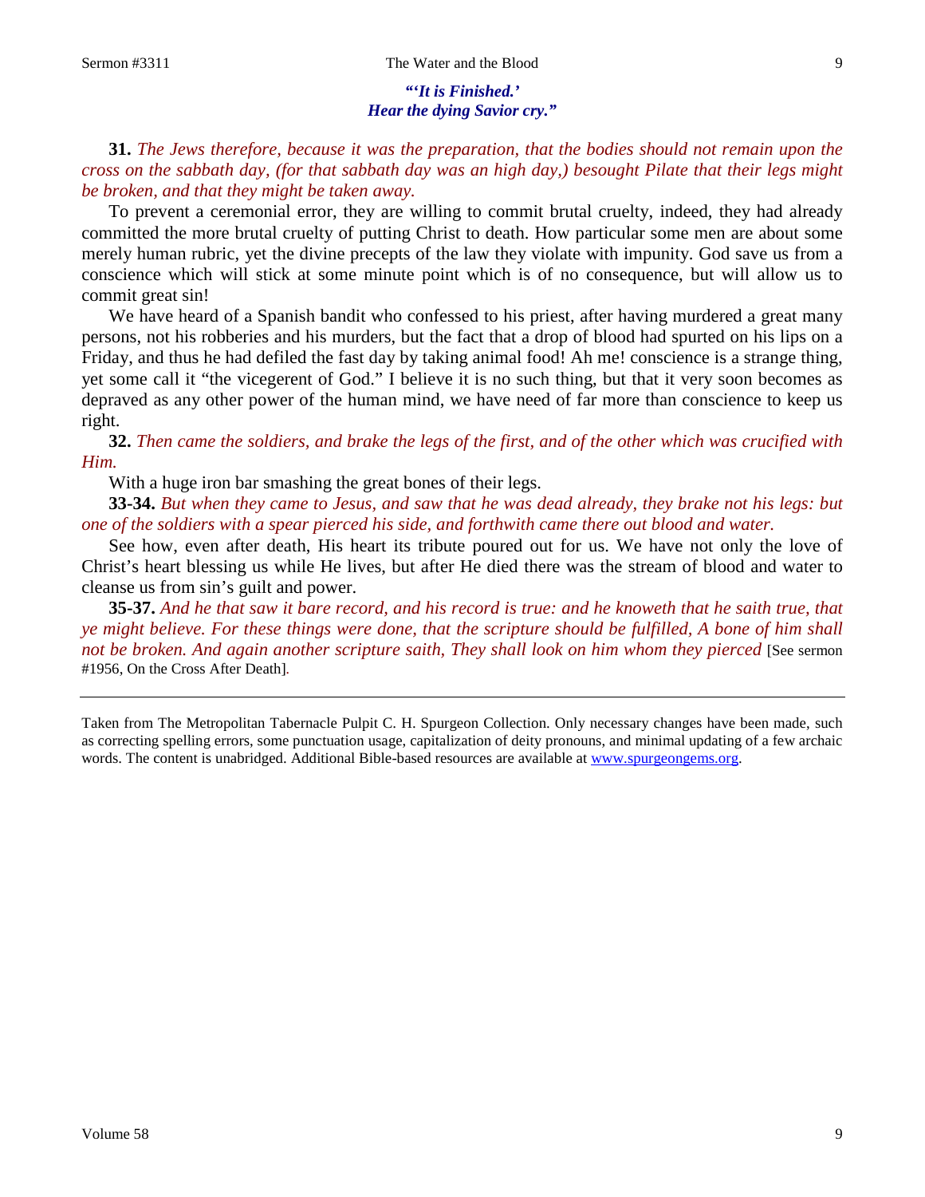***"'It is Finished.'***
***Hear the dying Savior cry."***

**31.** *The Jews therefore, because it was the preparation, that the bodies should not remain upon the cross on the sabbath day, (for that sabbath day was an high day,) besought Pilate that their legs might be broken, and that they might be taken away.*

To prevent a ceremonial error, they are willing to commit brutal cruelty, indeed, they had already committed the more brutal cruelty of putting Christ to death. How particular some men are about some merely human rubric, yet the divine precepts of the law they violate with impunity. God save us from a conscience which will stick at some minute point which is of no consequence, but will allow us to commit great sin!

We have heard of a Spanish bandit who confessed to his priest, after having murdered a great many persons, not his robberies and his murders, but the fact that a drop of blood had spurted on his lips on a Friday, and thus he had defiled the fast day by taking animal food! Ah me! conscience is a strange thing, yet some call it "the vicegerent of God." I believe it is no such thing, but that it very soon becomes as depraved as any other power of the human mind, we have need of far more than conscience to keep us right.

**32.** *Then came the soldiers, and brake the legs of the first, and of the other which was crucified with Him.*

With a huge iron bar smashing the great bones of their legs.

**33-34.** *But when they came to Jesus, and saw that he was dead already, they brake not his legs: but one of the soldiers with a spear pierced his side, and forthwith came there out blood and water.*

See how, even after death, His heart its tribute poured out for us. We have not only the love of Christ's heart blessing us while He lives, but after He died there was the stream of blood and water to cleanse us from sin's guilt and power.

**35-37.** *And he that saw it bare record, and his record is true: and he knoweth that he saith true, that ye might believe. For these things were done, that the scripture should be fulfilled, A bone of him shall not be broken. And again another scripture saith, They shall look on him whom they pierced* [See sermon #1956, On the Cross After Death].

---

Taken from The Metropolitan Tabernacle Pulpit C. H. Spurgeon Collection. Only necessary changes have been made, such as correcting spelling errors, some punctuation usage, capitalization of deity pronouns, and minimal updating of a few archaic words. The content is unabridged. Additional Bible-based resources are available at www.spurgeongems.org.